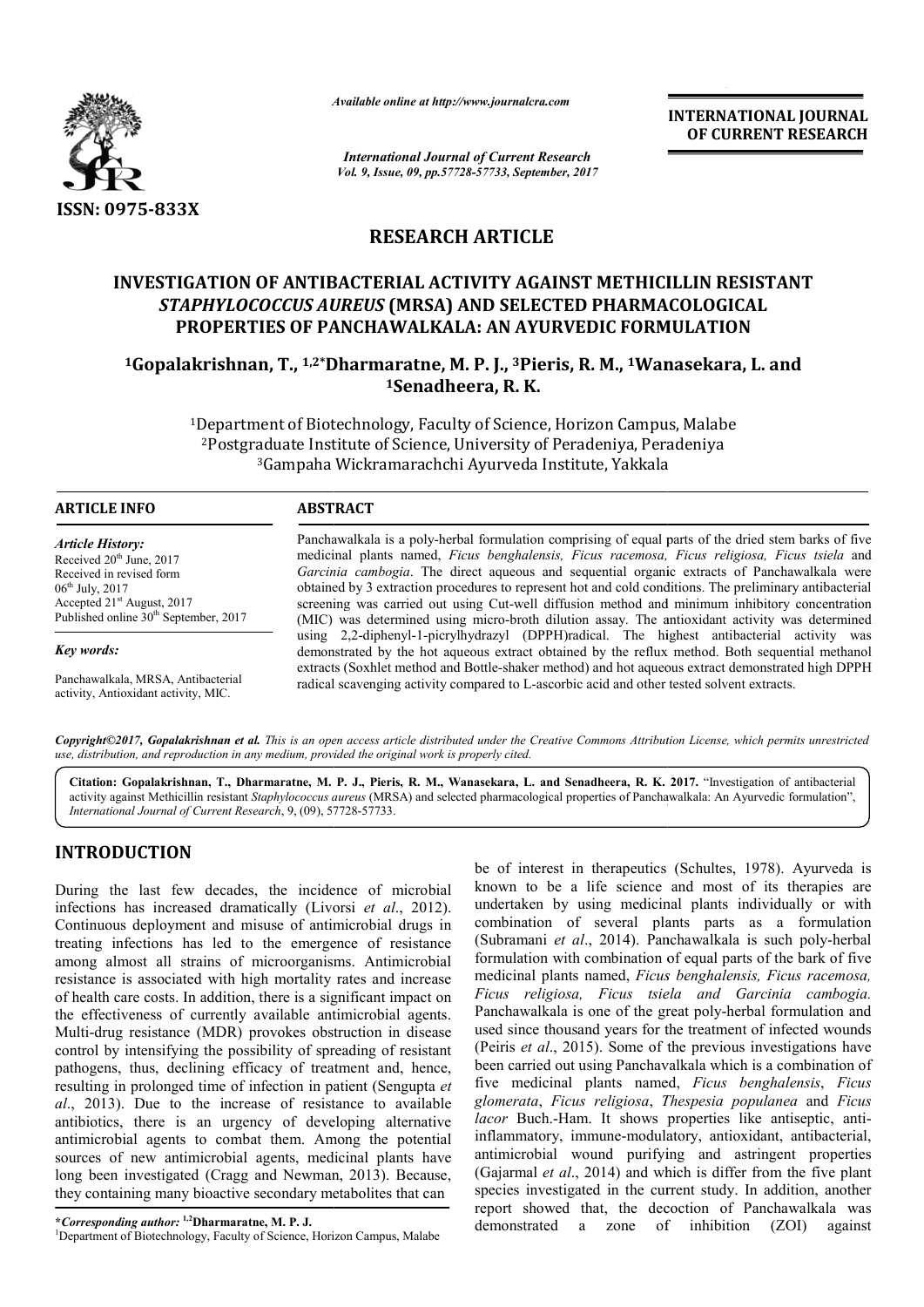# RESEARCH ARTICLE

# INVESTIGATION OF ANTIBACTERIAL ACTIVITY AGAINST METHICILLIN RESISTANT *STAPHYLOCOCCUS AUREUS* (MRSA) AND SELECTED PHARMACOLOGICAL PROPERTIES OF PANCHAWALKALA: AN AYURVEDIC FORMULATION

[1]Gopalakrishnan, T., [1,2*]Dharmaratne, M. P. J., [3]Pieris, R. M., [1]Wanasekara, L. and [1]Senadheera, R. K.

[1]Department of Biotechnology, Faculty of Science, Horizon Campus, Malabe
[2]Postgraduate Institute of Science, University of Peradeniya, Peradeniya
[3]Gampaha Wickramarachchi Ayurveda Institute, Yakkala

**ARTICLE INFO**

*Article History:*
Received 20th June, 2017
Received in revised form 06th July, 2017
Accepted 21st August, 2017
Published online 30th September, 2017

*Key words:*
Panchawalkala, MRSA, Antibacterial activity, Antioxidant activity, MIC.

**ABSTRACT**

Panchawalkala is a poly-herbal formulation comprising of equal parts of the dried stem barks of five medicinal plants named, *Ficus benghalensis, Ficus racemosa, Ficus religiosa, Ficus tsiela* and *Garcinia cambogia*. The direct aqueous and sequential organic extracts of Panchawalkala were obtained by 3 extraction procedures to represent hot and cold conditions. The preliminary antibacterial screening was carried out using Cut-well diffusion method and minimum inhibitory concentration (MIC) was determined using micro-broth dilution assay. The antioxidant activity was determined using 2,2-diphenyl-1-picrylhydrazyl (DPPH)radical. The highest antibacterial activity was demonstrated by the hot aqueous extract obtained by the reflux method. Both sequential methanol extracts (Soxhlet method and Bottle-shaker method) and hot aqueous extract demonstrated high DPPH radical scavenging activity compared to L-ascorbic acid and other tested solvent extracts.

*Copyright©2017, Gopalakrishnan et al. This is an open access article distributed under the Creative Commons Attribution License, which permits unrestricted use, distribution, and reproduction in any medium, provided the original work is properly cited.*

**Citation: Gopalakrishnan, T., Dharmaratne, M. P. J., Pieris, R. M., Wanasekara, L. and Senadheera, R. K. 2017.** "Investigation of antibacterial activity against Methicillin resistant *Staphylococcus aureus* (MRSA) and selected pharmacological properties of Panchawalkala: An Ayurvedic formulation", *International Journal of Current Research*, 9, (09), 57728-57733.

## INTRODUCTION

During the last few decades, the incidence of microbial infections has increased dramatically (Livorsi *et al*., 2012). Continuous deployment and misuse of antimicrobial drugs in treating infections has led to the emergence of resistance among almost all strains of microorganisms. Antimicrobial resistance is associated with high mortality rates and increase of health care costs. In addition, there is a significant impact on the effectiveness of currently available antimicrobial agents. Multi-drug resistance (MDR) provokes obstruction in disease control by intensifying the possibility of spreading of resistant pathogens, thus, declining efficacy of treatment and, hence, resulting in prolonged time of infection in patient (Sengupta *et al*., 2013). Due to the increase of resistance to available antibiotics, there is an urgency of developing alternative antimicrobial agents to combat them. Among the potential sources of new antimicrobial agents, medicinal plants have long been investigated (Cragg and Newman, 2013). Because, they containing many bioactive secondary metabolites that can be of interest in therapeutics (Schultes, 1978). Ayurveda is known to be a life science and most of its therapies are undertaken by using medicinal plants individually or with combination of several plants parts as a formulation (Subramani *et al*., 2014). Panchawalkala is such poly-herbal formulation with combination of equal parts of the bark of five medicinal plants named, *Ficus benghalensis, Ficus racemosa, Ficus religiosa, Ficus tsiela and Garcinia cambogia.* Panchawalkala is one of the great poly-herbal formulation and used since thousand years for the treatment of infected wounds (Peiris *et al*., 2015). Some of the previous investigations have been carried out using Panchavalkala which is a combination of five medicinal plants named, *Ficus benghalensis*, *Ficus glomerata*, *Ficus religiosa*, *Thespesia populanea* and *Ficus lacor* Buch.-Ham. It shows properties like antiseptic, anti-inflammatory, immune-modulatory, antioxidant, antibacterial, antimicrobial wound purifying and astringent properties (Gajarmal *et al*., 2014) and which is differ from the five plant species investigated in the current study. In addition, another report showed that, the decoction of Panchawalkala was demonstrated a zone of inhibition (ZOI) against

*Corresponding author: [1,2]Dharmaratne, M. P. J.
[1]Department of Biotechnology, Faculty of Science, Horizon Campus, Malabe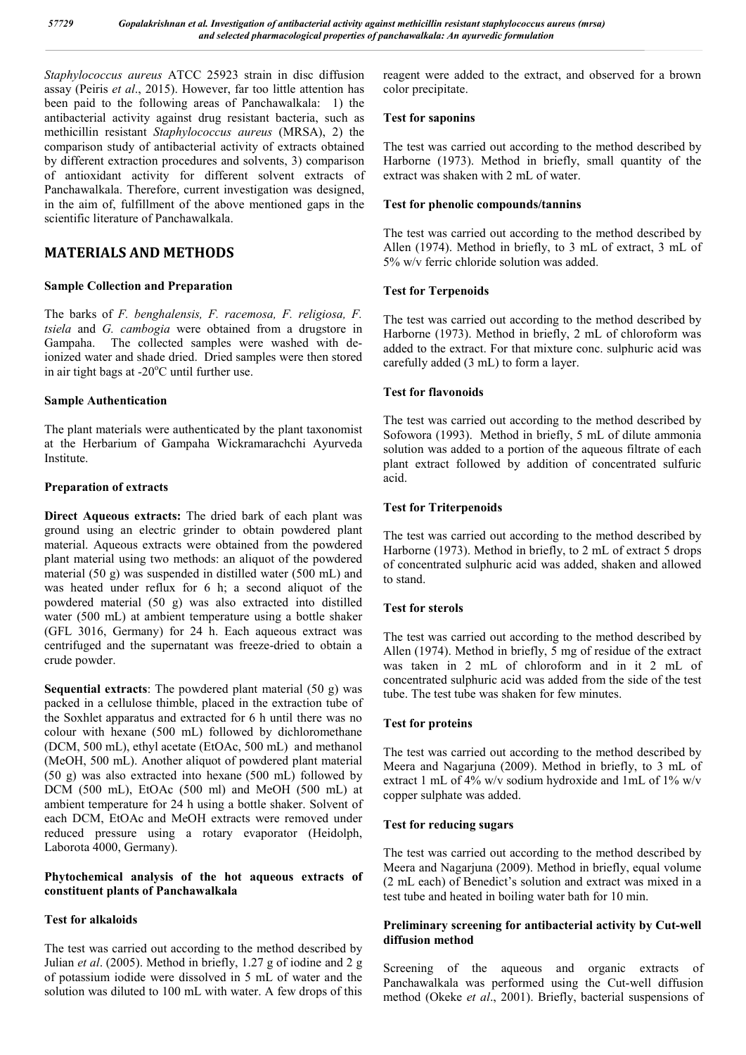*Staphylococcus aureus* ATCC 25923 strain in disc diffusion assay (Peiris *et al*., 2015). However, far too little attention has been paid to the following areas of Panchawalkala: 1) the antibacterial activity against drug resistant bacteria, such as methicillin resistant *Staphylococcus aureus* (MRSA), 2) the comparison study of antibacterial activity of extracts obtained by different extraction procedures and solvents, 3) comparison of antioxidant activity for different solvent extracts of Panchawalkala. Therefore, current investigation was designed, in the aim of, fulfillment of the above mentioned gaps in the scientific literature of Panchawalkala.

## MATERIALS AND METHODS

### Sample Collection and Preparation

The barks of *F. benghalensis, F. racemosa, F. religiosa, F. tsiela* and *G. cambogia* were obtained from a drugstore in Gampaha. The collected samples were washed with de-ionized water and shade dried. Dried samples were then stored in air tight bags at -20$^{o}$C until further use.

### Sample Authentication

The plant materials were authenticated by the plant taxonomist at the Herbarium of Gampaha Wickramarachchi Ayurveda Institute.

### Preparation of extracts

**Direct Aqueous extracts:** The dried bark of each plant was ground using an electric grinder to obtain powdered plant material. Aqueous extracts were obtained from the powdered plant material using two methods: an aliquot of the powdered material (50 g) was suspended in distilled water (500 mL) and was heated under reflux for 6 h; a second aliquot of the powdered material (50 g) was also extracted into distilled water (500 mL) at ambient temperature using a bottle shaker (GFL 3016, Germany) for 24 h. Each aqueous extract was centrifuged and the supernatant was freeze-dried to obtain a crude powder.

**Sequential extracts**: The powdered plant material (50 g) was packed in a cellulose thimble, placed in the extraction tube of the Soxhlet apparatus and extracted for 6 h until there was no colour with hexane (500 mL) followed by dichloromethane (DCM, 500 mL), ethyl acetate (EtOAc, 500 mL) and methanol (MeOH, 500 mL). Another aliquot of powdered plant material (50 g) was also extracted into hexane (500 mL) followed by DCM (500 mL), EtOAc (500 ml) and MeOH (500 mL) at ambient temperature for 24 h using a bottle shaker. Solvent of each DCM, EtOAc and MeOH extracts were removed under reduced pressure using a rotary evaporator (Heidolph, Laborota 4000, Germany).

### Phytochemical analysis of the hot aqueous extracts of constituent plants of Panchawalkala

### Test for alkaloids

The test was carried out according to the method described by Julian *et al*. (2005). Method in briefly, 1.27 g of iodine and 2 g of potassium iodide were dissolved in 5 mL of water and the solution was diluted to 100 mL with water. A few drops of this reagent were added to the extract, and observed for a brown color precipitate.

### Test for saponins

The test was carried out according to the method described by Harborne (1973). Method in briefly, small quantity of the extract was shaken with 2 mL of water.

### Test for phenolic compounds/tannins

The test was carried out according to the method described by Allen (1974). Method in briefly, to 3 mL of extract, 3 mL of 5% w/v ferric chloride solution was added.

### Test for Terpenoids

The test was carried out according to the method described by Harborne (1973). Method in briefly, 2 mL of chloroform was added to the extract. For that mixture conc. sulphuric acid was carefully added (3 mL) to form a layer.

### Test for flavonoids

The test was carried out according to the method described by Sofowora (1993). Method in briefly, 5 mL of dilute ammonia solution was added to a portion of the aqueous filtrate of each plant extract followed by addition of concentrated sulfuric acid.

### Test for Triterpenoids

The test was carried out according to the method described by Harborne (1973). Method in briefly, to 2 mL of extract 5 drops of concentrated sulphuric acid was added, shaken and allowed to stand.

### Test for sterols

The test was carried out according to the method described by Allen (1974). Method in briefly, 5 mg of residue of the extract was taken in 2 mL of chloroform and in it 2 mL of concentrated sulphuric acid was added from the side of the test tube. The test tube was shaken for few minutes.

### Test for proteins

The test was carried out according to the method described by Meera and Nagarjuna (2009). Method in briefly, to 3 mL of extract 1 mL of 4% w/v sodium hydroxide and 1mL of 1% w/v copper sulphate was added.

### Test for reducing sugars

The test was carried out according to the method described by Meera and Nagarjuna (2009). Method in briefly, equal volume (2 mL each) of Benedict's solution and extract was mixed in a test tube and heated in boiling water bath for 10 min.

### Preliminary screening for antibacterial activity by Cut-well diffusion method

Screening of the aqueous and organic extracts of Panchawalkala was performed using the Cut-well diffusion method (Okeke *et al*., 2001). Briefly, bacterial suspensions of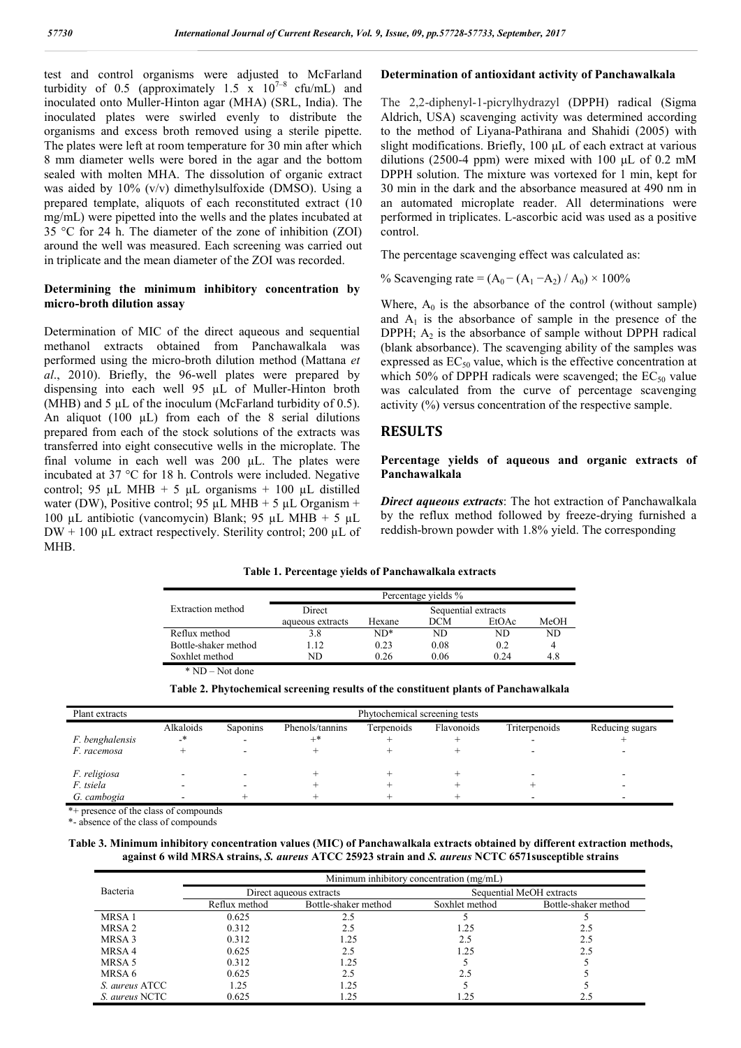test and control organisms were adjusted to McFarland turbidity of 0.5 (approximately 1.5 x $10^{7-8}$ cfu/mL) and inoculated onto Muller-Hinton agar (MHA) (SRL, India). The inoculated plates were swirled evenly to distribute the organisms and excess broth removed using a sterile pipette. The plates were left at room temperature for 30 min after which 8 mm diameter wells were bored in the agar and the bottom sealed with molten MHA. The dissolution of organic extract was aided by 10% (v/v) dimethylsulfoxide (DMSO). Using a prepared template, aliquots of each reconstituted extract (10 mg/mL) were pipetted into the wells and the plates incubated at 35 °C for 24 h. The diameter of the zone of inhibition (ZOI) around the well was measured. Each screening was carried out in triplicate and the mean diameter of the ZOI was recorded.

### Determining the minimum inhibitory concentration by micro-broth dilution assay

Determination of MIC of the direct aqueous and sequential methanol extracts obtained from Panchawalkala was performed using the micro-broth dilution method (Mattana *et al*., 2010). Briefly, the 96-well plates were prepared by dispensing into each well 95 µL of Muller-Hinton broth (MHB) and 5 µL of the inoculum (McFarland turbidity of 0.5). An aliquot (100 µL) from each of the 8 serial dilutions prepared from each of the stock solutions of the extracts was transferred into eight consecutive wells in the microplate. The final volume in each well was 200 µL. The plates were incubated at 37 °C for 18 h. Controls were included. Negative control; 95 µL MHB + 5 µL organisms + 100 µL distilled water (DW), Positive control; 95 µL MHB + 5 µL Organism + 100 µL antibiotic (vancomycin) Blank; 95 µL MHB + 5 µL DW + 100 µL extract respectively. Sterility control; 200 µL of MHB.

### Determination of antioxidant activity of Panchawalkala

The 2,2-diphenyl-1-picrylhydrazyl (DPPH) radical (Sigma Aldrich, USA) scavenging activity was determined according to the method of Liyana-Pathirana and Shahidi (2005) with slight modifications. Briefly, 100 µL of each extract at various dilutions (2500-4 ppm) were mixed with 100 µL of 0.2 mM DPPH solution. The mixture was vortexed for 1 min, kept for 30 min in the dark and the absorbance measured at 490 nm in an automated microplate reader. All determinations were performed in triplicates. L-ascorbic acid was used as a positive control.

The percentage scavenging effect was calculated as:

$$\% \text{ Scavenging rate} = (A_0 - (A_1 - A_2) / A_0) \times 100\%$$

Where, $A_0$ is the absorbance of the control (without sample) and $A_1$ is the absorbance of sample in the presence of the DPPH; $A_2$ is the absorbance of sample without DPPH radical (blank absorbance). The scavenging ability of the samples was expressed as $EC_{50}$ value, which is the effective concentration at which 50% of DPPH radicals were scavenged; the $EC_{50}$ value was calculated from the curve of percentage scavenging activity (%) versus concentration of the respective sample.

## RESULTS

### Percentage yields of aqueous and organic extracts of Panchawalkala

***Direct aqueous extracts***: The hot extraction of Panchawalkala by the reflux method followed by freeze-drying furnished a reddish-brown powder with 1.8% yield. The corresponding

**Table 1. Percentage yields of Panchawalkala extracts**

| Extraction method | Percentage yields % | | | | |
|---|---|---|---|---|---|
| | Direct aqueous extracts | Sequential extracts | | | |
| | | Hexane | DCM | EtOAc | MeOH |
| Reflux method | 3.8 | ND* | ND | ND | ND |
| Bottle-shaker method | 1.12 | 0.23 | 0.08 | 0.2 | 4 |
| Soxhlet method | ND | 0.26 | 0.06 | 0.24 | 4.8 |

\* ND – Not done

**Table 2. Phytochemical screening results of the constituent plants of Panchawalkala**

| Plant extracts | Phytochemical screening tests | | | | | | |
|---|---|---|---|---|---|---|---|
| | Alkaloids | Saponins | Phenols/tannins | Terpenoids | Flavonoids | Triterpenoids | Reducing sugars |
| *F. benghalensis* | -* | - | +* | + | + | - | + |
| *F. racemosa* | + | - | + | + | + | - | - |
| *F. religiosa* | - | - | + | + | + | - | - |
| *F. tsiela* | - | - | + | + | + | + | - |
| *G. cambogia* | - | + | + | + | + | - | - |

*+ presence of the class of compounds

*- absence of the class of compounds

**Table 3. Minimum inhibitory concentration values (MIC) of Panchawalkala extracts obtained by different extraction methods, against 6 wild MRSA strains, *S. aureus* ATCC 25923 strain and *S. aureus* NCTC 6571susceptible strains**

| Bacteria | Minimum inhibitory concentration (mg/mL) | | | |
|---|---|---|---|---|
| | Direct aqueous extracts | | Sequential MeOH extracts | |
| | Reflux method | Bottle-shaker method | Soxhlet method | Bottle-shaker method |
| MRSA 1 | 0.625 | 2.5 | 5 | 5 |
| MRSA 2 | 0.312 | 2.5 | 1.25 | 2.5 |
| MRSA 3 | 0.312 | 1.25 | 2.5 | 2.5 |
| MRSA 4 | 0.625 | 2.5 | 1.25 | 2.5 |
| MRSA 5 | 0.312 | 1.25 | 5 | 5 |
| MRSA 6 | 0.625 | 2.5 | 2.5 | 5 |
| *S. aureus* ATCC | 1.25 | 1.25 | 5 | 5 |
| *S. aureus* NCTC | 0.625 | 1.25 | 1.25 | 2.5 |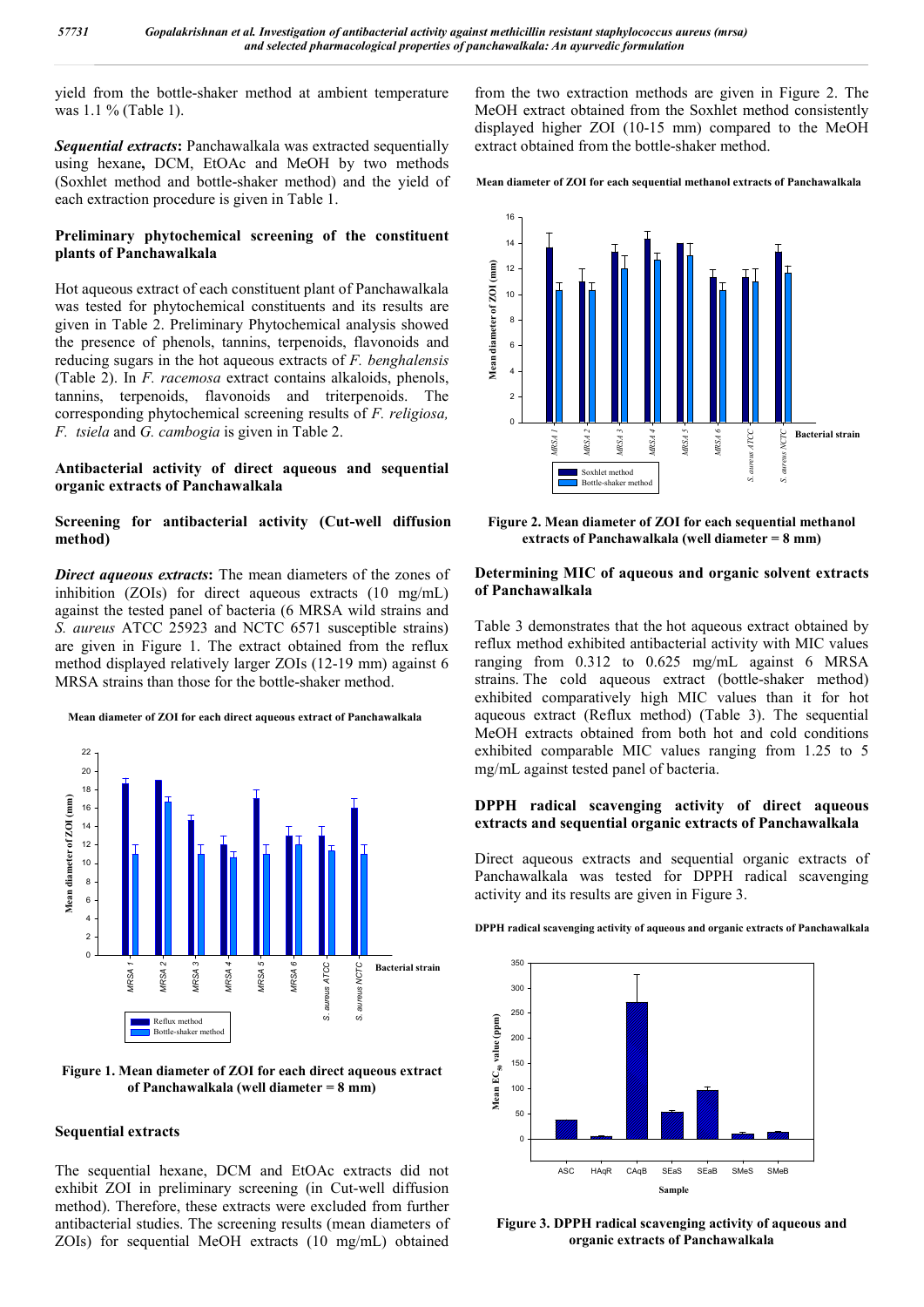yield from the bottle-shaker method at ambient temperature was 1.1 % (Table 1).

***Sequential extracts*:** Panchawalkala was extracted sequentially using hexane**,** DCM, EtOAc and MeOH by two methods (Soxhlet method and bottle-shaker method) and the yield of each extraction procedure is given in Table 1.

### Preliminary phytochemical screening of the constituent plants of Panchawalkala

Hot aqueous extract of each constituent plant of Panchawalkala was tested for phytochemical constituents and its results are given in Table 2. Preliminary Phytochemical analysis showed the presence of phenols, tannins, terpenoids, flavonoids and reducing sugars in the hot aqueous extracts of *F. benghalensis* (Table 2). In *F. racemosa* extract contains alkaloids, phenols, tannins, terpenoids, flavonoids and triterpenoids. The corresponding phytochemical screening results of *F. religiosa, F. tsiela* and *G. cambogia* is given in Table 2.

### Antibacterial activity of direct aqueous and sequential organic extracts of Panchawalkala

#### Screening for antibacterial activity (Cut-well diffusion method)

***Direct aqueous extracts*:** The mean diameters of the zones of inhibition (ZOIs) for direct aqueous extracts (10 mg/mL) against the tested panel of bacteria (6 MRSA wild strains and *S. aureus* ATCC 25923 and NCTC 6571 susceptible strains) are given in Figure 1. The extract obtained from the reflux method displayed relatively larger ZOIs (12-19 mm) against 6 MRSA strains than those for the bottle-shaker method.

**Figure 1. Mean diameter of ZOI for each direct aqueous extract of Panchawalkala (well diameter = 8 mm)**

#### Sequential extracts

The sequential hexane, DCM and EtOAc extracts did not exhibit ZOI in preliminary screening (in Cut-well diffusion method). Therefore, these extracts were excluded from further antibacterial studies. The screening results (mean diameters of ZOIs) for sequential MeOH extracts (10 mg/mL) obtained from the two extraction methods are given in Figure 2. The MeOH extract obtained from the Soxhlet method consistently displayed higher ZOI (10-15 mm) compared to the MeOH extract obtained from the bottle-shaker method.

**Figure 2. Mean diameter of ZOI for each sequential methanol extracts of Panchawalkala (well diameter = 8 mm)**

### Determining MIC of aqueous and organic solvent extracts of Panchawalkala

Table 3 demonstrates that the hot aqueous extract obtained by reflux method exhibited antibacterial activity with MIC values ranging from 0.312 to 0.625 mg/mL against 6 MRSA strains. The cold aqueous extract (bottle-shaker method) exhibited comparatively high MIC values than it for hot aqueous extract (Reflux method) (Table 3). The sequential MeOH extracts obtained from both hot and cold conditions exhibited comparable MIC values ranging from 1.25 to 5 mg/mL against tested panel of bacteria.

### DPPH radical scavenging activity of direct aqueous extracts and sequential organic extracts of Panchawalkala

Direct aqueous extracts and sequential organic extracts of Panchawalkala was tested for DPPH radical scavenging activity and its results are given in Figure 3.

**Figure 3. DPPH radical scavenging activity of aqueous and organic extracts of Panchawalkala**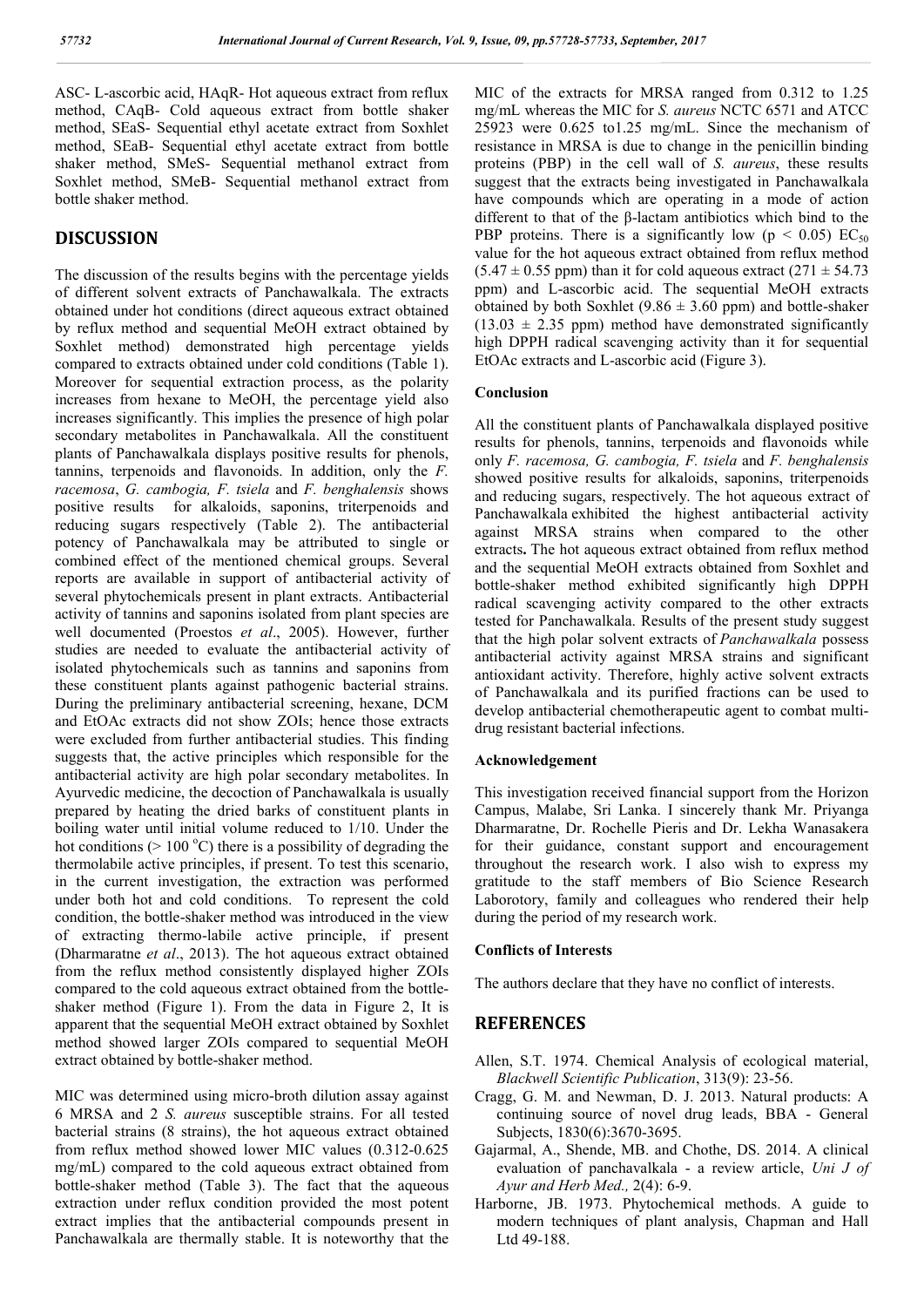ASC- L-ascorbic acid, HAqR- Hot aqueous extract from reflux method, CAqB- Cold aqueous extract from bottle shaker method, SEaS- Sequential ethyl acetate extract from Soxhlet method, SEaB- Sequential ethyl acetate extract from bottle shaker method, SMeS- Sequential methanol extract from Soxhlet method, SMeB- Sequential methanol extract from bottle shaker method.

## DISCUSSION

The discussion of the results begins with the percentage yields of different solvent extracts of Panchawalkala. The extracts obtained under hot conditions (direct aqueous extract obtained by reflux method and sequential MeOH extract obtained by Soxhlet method) demonstrated high percentage yields compared to extracts obtained under cold conditions (Table 1). Moreover for sequential extraction process, as the polarity increases from hexane to MeOH, the percentage yield also increases significantly. This implies the presence of high polar secondary metabolites in Panchawalkala. All the constituent plants of Panchawalkala displays positive results for phenols, tannins, terpenoids and flavonoids. In addition, only the *F. racemosa*, *G. cambogia, F. tsiela* and *F. benghalensis* shows positive results for alkaloids, saponins, triterpenoids and reducing sugars respectively (Table 2). The antibacterial potency of Panchawalkala may be attributed to single or combined effect of the mentioned chemical groups. Several reports are available in support of antibacterial activity of several phytochemicals present in plant extracts. Antibacterial activity of tannins and saponins isolated from plant species are well documented (Proestos *et al*., 2005). However, further studies are needed to evaluate the antibacterial activity of isolated phytochemicals such as tannins and saponins from these constituent plants against pathogenic bacterial strains. During the preliminary antibacterial screening, hexane, DCM and EtOAc extracts did not show ZOIs; hence those extracts were excluded from further antibacterial studies. This finding suggests that, the active principles which responsible for the antibacterial activity are high polar secondary metabolites. In Ayurvedic medicine, the decoction of Panchawalkala is usually prepared by heating the dried barks of constituent plants in boiling water until initial volume reduced to 1/10. Under the hot conditions (> 100 $^{o}$C) there is a possibility of degrading the thermolabile active principles, if present. To test this scenario, in the current investigation, the extraction was performed under both hot and cold conditions. To represent the cold condition, the bottle-shaker method was introduced in the view of extracting thermo-labile active principle, if present (Dharmaratne *et al*., 2013). The hot aqueous extract obtained from the reflux method consistently displayed higher ZOIs compared to the cold aqueous extract obtained from the bottle-shaker method (Figure 1). From the data in Figure 2, It is apparent that the sequential MeOH extract obtained by Soxhlet method showed larger ZOIs compared to sequential MeOH extract obtained by bottle-shaker method.

MIC was determined using micro-broth dilution assay against 6 MRSA and 2 *S. aureus* susceptible strains. For all tested bacterial strains (8 strains), the hot aqueous extract obtained from reflux method showed lower MIC values (0.312-0.625 mg/mL) compared to the cold aqueous extract obtained from bottle-shaker method (Table 3). The fact that the aqueous extraction under reflux condition provided the most potent extract implies that the antibacterial compounds present in Panchawalkala are thermally stable. It is noteworthy that the MIC of the extracts for MRSA ranged from 0.312 to 1.25 mg/mL whereas the MIC for *S. aureus* NCTC 6571 and ATCC 25923 were 0.625 to1.25 mg/mL. Since the mechanism of resistance in MRSA is due to change in the penicillin binding proteins (PBP) in the cell wall of *S. aureus*, these results suggest that the extracts being investigated in Panchawalkala have compounds which are operating in a mode of action different to that of the β-lactam antibiotics which bind to the PBP proteins. There is a significantly low ($p < 0.05$) $EC_{50}$ value for the hot aqueous extract obtained from reflux method ($5.47 \pm 0.55$ ppm) than it for cold aqueous extract ($271 \pm 54.73$ ppm) and L-ascorbic acid. The sequential MeOH extracts obtained by both Soxhlet ($9.86 \pm 3.60$ ppm) and bottle-shaker ($13.03 \pm 2.35$ ppm) method have demonstrated significantly high DPPH radical scavenging activity than it for sequential EtOAc extracts and L-ascorbic acid (Figure 3).

### Conclusion

All the constituent plants of Panchawalkala displayed positive results for phenols, tannins, terpenoids and flavonoids while only *F. racemosa, G. cambogia, F. tsiela* and *F. benghalensis* showed positive results for alkaloids, saponins, triterpenoids and reducing sugars, respectively. The hot aqueous extract of Panchawalkala exhibited the highest antibacterial activity against MRSA strains when compared to the other extracts**.** The hot aqueous extract obtained from reflux method and the sequential MeOH extracts obtained from Soxhlet and bottle-shaker method exhibited significantly high DPPH radical scavenging activity compared to the other extracts tested for Panchawalkala. Results of the present study suggest that the high polar solvent extracts of *Panchawalkala* possess antibacterial activity against MRSA strains and significant antioxidant activity. Therefore, highly active solvent extracts of Panchawalkala and its purified fractions can be used to develop antibacterial chemotherapeutic agent to combat multi-drug resistant bacterial infections.

### Acknowledgement

This investigation received financial support from the Horizon Campus, Malabe, Sri Lanka. I sincerely thank Mr. Priyanga Dharmaratne, Dr. Rochelle Pieris and Dr. Lekha Wanasakera for their guidance, constant support and encouragement throughout the research work. I also wish to express my gratitude to the staff members of Bio Science Research Laborotory, family and colleagues who rendered their help during the period of my research work.

### Conflicts of Interests

The authors declare that they have no conflict of interests.

## REFERENCES

Allen, S.T. 1974. Chemical Analysis of ecological material, *Blackwell Scientific Publication*, 313(9): 23-56.

Cragg, G. M. and Newman, D. J. 2013. Natural products: A continuing source of novel drug leads, BBA - General Subjects, 1830(6):3670-3695.

Gajarmal, A., Shende, MB. and Chothe, DS. 2014. A clinical evaluation of panchavalkala - a review article, *Uni J of Ayur and Herb Med.,* 2(4): 6-9.

Harborne, JB. 1973. Phytochemical methods. A guide to modern techniques of plant analysis, Chapman and Hall Ltd 49-188.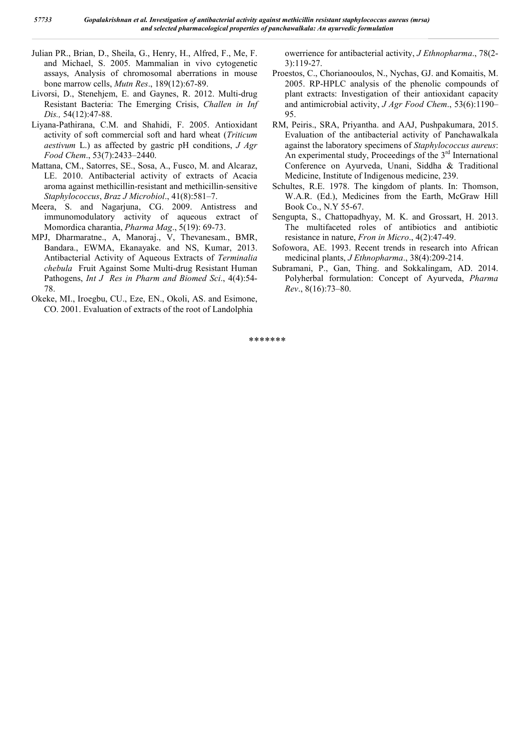Julian PR., Brian, D., Sheila, G., Henry, H., Alfred, F., Me, F. and Michael, S. 2005. Mammalian in vivo cytogenetic assays, Analysis of chromosomal aberrations in mouse bone marrow cells, *Mutn Res*., 189(12):67-89.

Livorsi, D., Stenehjem, E. and Gaynes, R. 2012. Multi-drug Resistant Bacteria: The Emerging Crisis, *Challen in Inf Dis.,* 54(12):47-88.

Liyana-Pathirana, C.M. and Shahidi, F. 2005. Antioxidant activity of soft commercial soft and hard wheat (*Triticum aestivum* L.) as affected by gastric pH conditions, *J Agr Food Chem*., 53(7):2433–2440.

Mattana, CM., Satorres, SE., Sosa, A., Fusco, M. and Alcaraz, LE. 2010. Antibacterial activity of extracts of Acacia aroma against methicillin-resistant and methicillin-sensitive *Staphylococcus*, *Braz J Microbiol*., 41(8):581–7.

Meera, S. and Nagarjuna, CG. 2009. Antistress and immunomodulatory activity of aqueous extract of Momordica charantia, *Pharma Mag*., 5(19): 69-73.

MPJ, Dharmaratne., A, Manoraj., V, Thevanesam., BMR, Bandara., EWMA, Ekanayake. and NS, Kumar, 2013. Antibacterial Activity of Aqueous Extracts of *Terminalia chebula* Fruit Against Some Multi-drug Resistant Human Pathogens, *Int J Res in Pharm and Biomed Sci*., 4(4):54-78.

Okeke, MI., Iroegbu, CU., Eze, EN., Okoli, AS. and Esimone, CO. 2001. Evaluation of extracts of the root of Landolphia owerrience for antibacterial activity, *J Ethnopharma*., 78(2-3):119-27.

Proestos, C., Chorianooulos, N., Nychas, GJ. and Komaitis, M. 2005. RP-HPLC analysis of the phenolic compounds of plant extracts: Investigation of their antioxidant capacity and antimicrobial activity, *J Agr Food Chem*., 53(6):1190–95.

RM, Peiris., SRA, Priyantha. and AAJ, Pushpakumara, 2015. Evaluation of the antibacterial activity of Panchawalkala against the laboratory specimens of *Staphylococcus aureus*: An experimental study, Proceedings of the 3rd International Conference on Ayurveda, Unani, Siddha & Traditional Medicine, Institute of Indigenous medicine, 239.

Schultes, R.E. 1978. The kingdom of plants. In: Thomson, W.A.R. (Ed.), Medicines from the Earth, McGraw Hill Book Co., N.Y 55-67.

Sengupta, S., Chattopadhyay, M. K. and Grossart, H. 2013. The multifaceted roles of antibiotics and antibiotic resistance in nature, *Fron in Micro*., 4(2):47-49.

Sofowora, AE. 1993. Recent trends in research into African medicinal plants, *J Ethnopharma*., 38(4):209-214.

Subramani, P., Gan, Thing. and Sokkalingam, AD. 2014. Polyherbal formulation: Concept of Ayurveda, *Pharma Rev*., 8(16):73–80.

*******